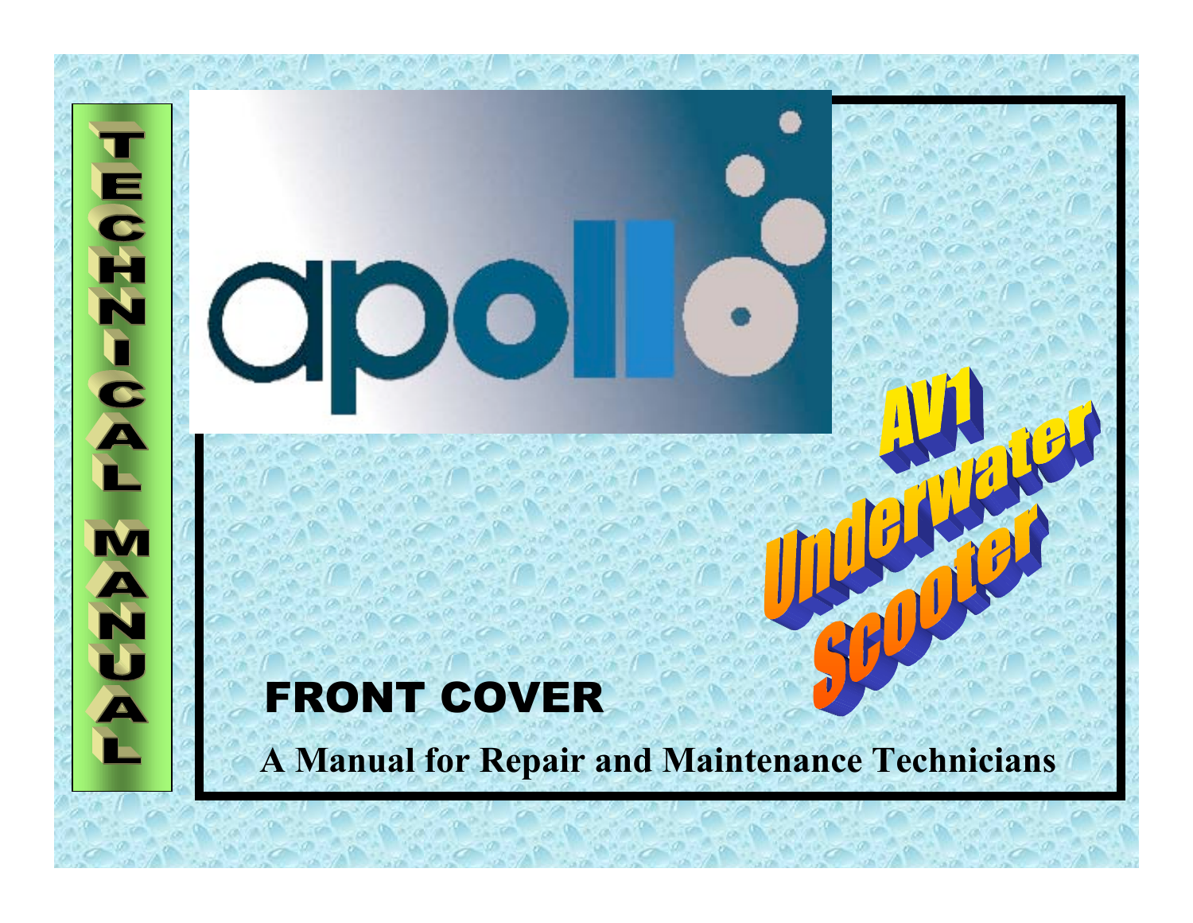TECHNICAL MANUAL

# apollo

## AV1 Underwater Scooter

## FRONT COVER

**A Manual for Repair and Maintenance Technicians**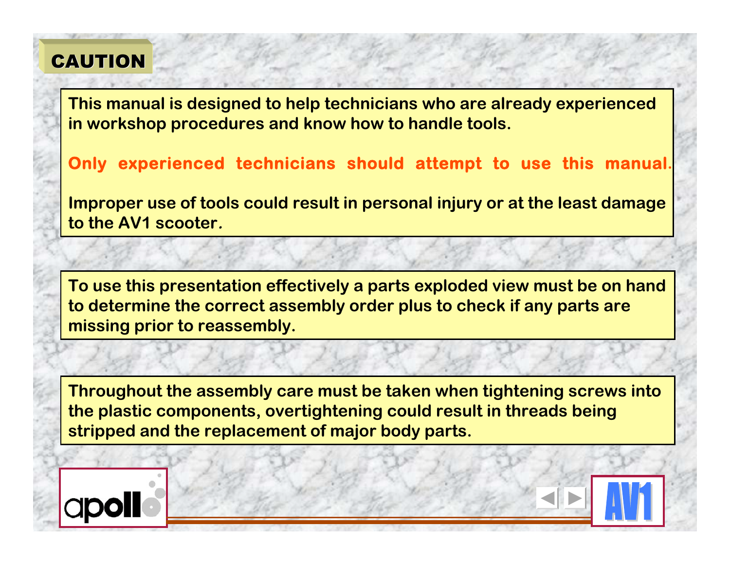# CAUTION

This manual is designed to help technicians who are already experienced in workshop procedures and know how to handle tools.

**Only experienced technicians should attempt to use this manual.**

Improper use of tools could result in personal injury or at the least damage to the AV1 scooter.

To use this presentation effectively a parts exploded view must be on hand to determine the correct assembly order plus to check if any parts are missing prior to reassembly.

Throughout the assembly care must be taken when tightening screws into the plastic components, overtightening could result in threads being stripped and the replacement of major body parts.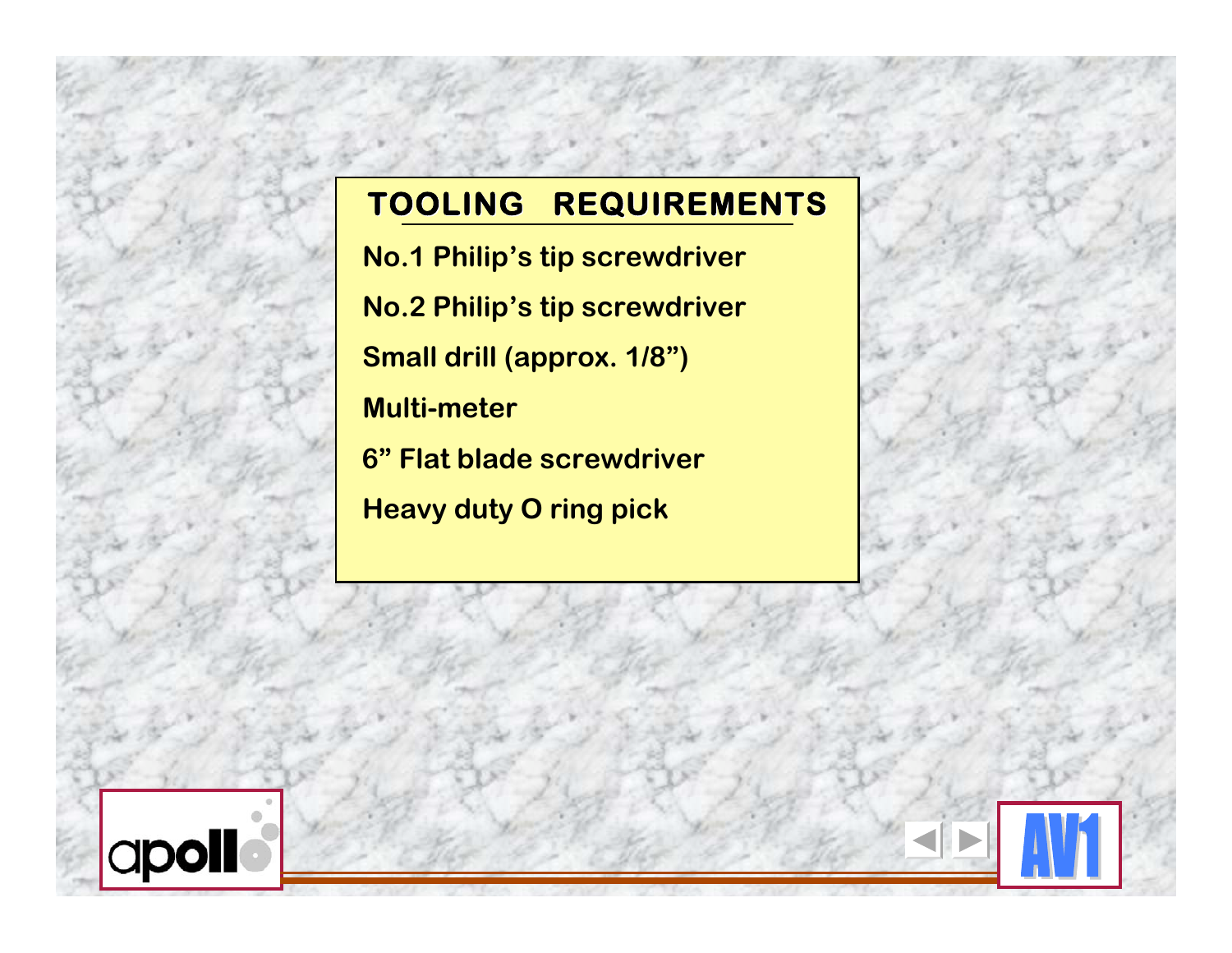## TOOLING REQUIREMENTS

No.1 Philip's tip screwdriver

No.2 Philip's tip screwdriver

Small drill (approx. 1/8")

Multi-meter

6" Flat blade screwdriver

Heavy duty O ring pick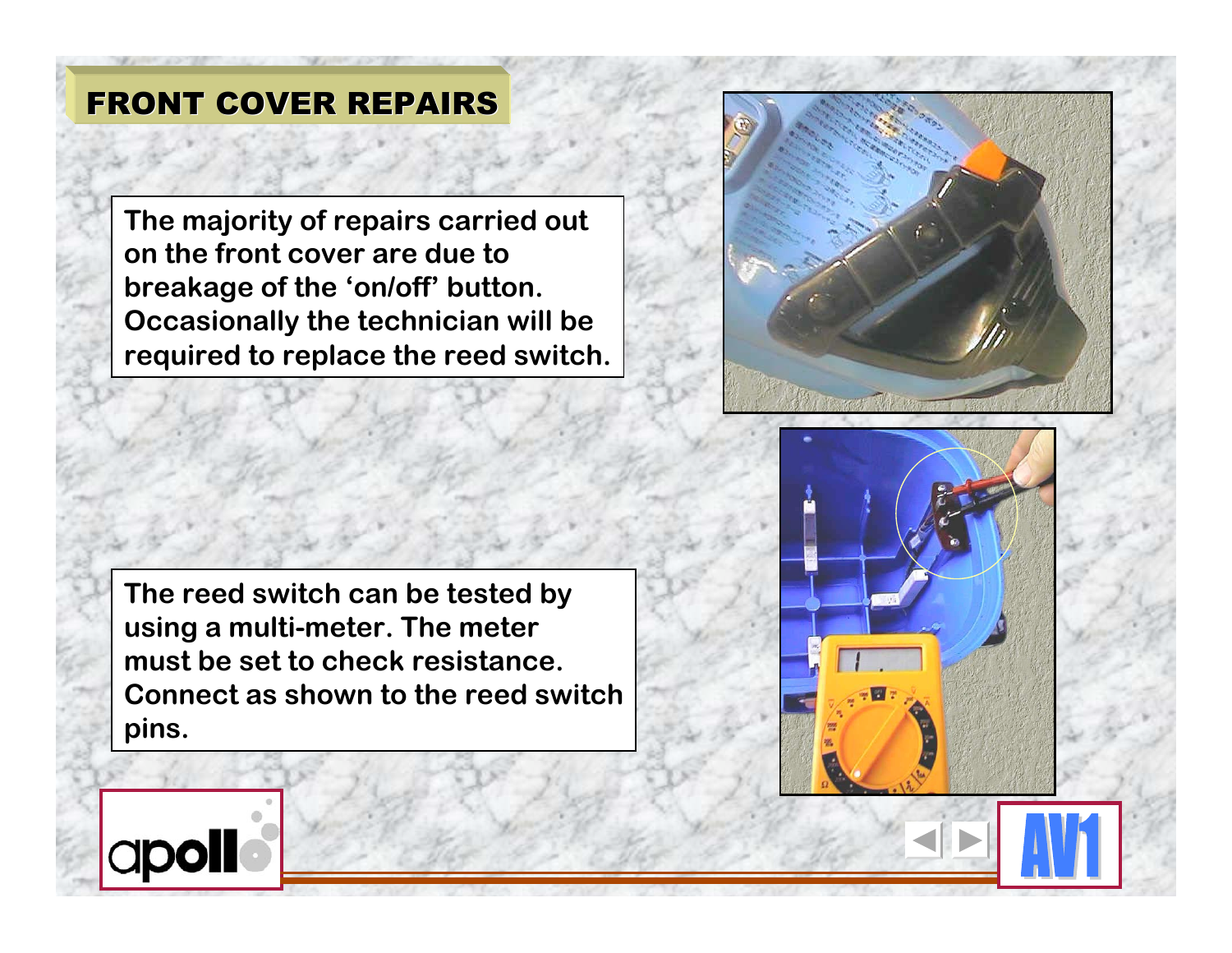## FRONT COVER REPAIRS

The majority of repairs carried out on the front cover are due to breakage of the 'on/off' button. Occasionally the technician will be required to replace the reed switch.

The reed switch can be tested by using a multi-meter. The meter must be set to check resistance. Connect as shown to the reed switch pins.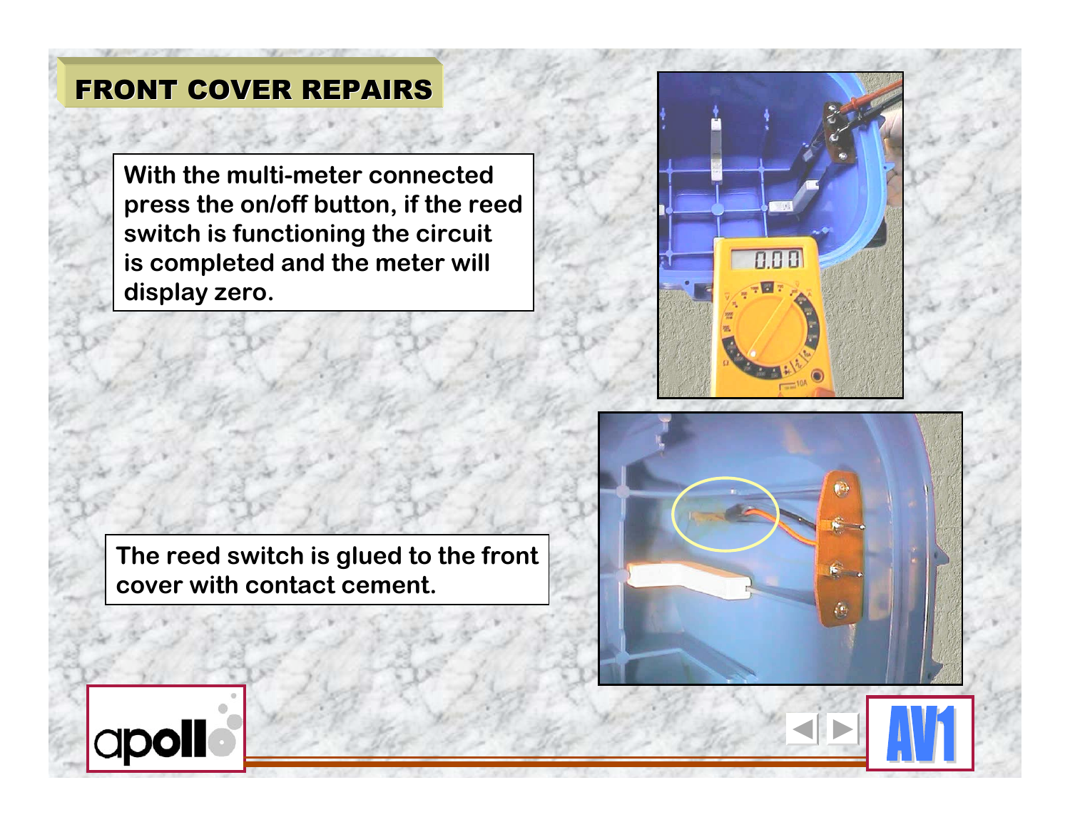# FRONT COVER REPAIRS

With the multi-meter connected press the on/off button, if the reed switch is functioning the circuit is completed and the meter will display zero.

The reed switch is glued to the front cover with contact cement.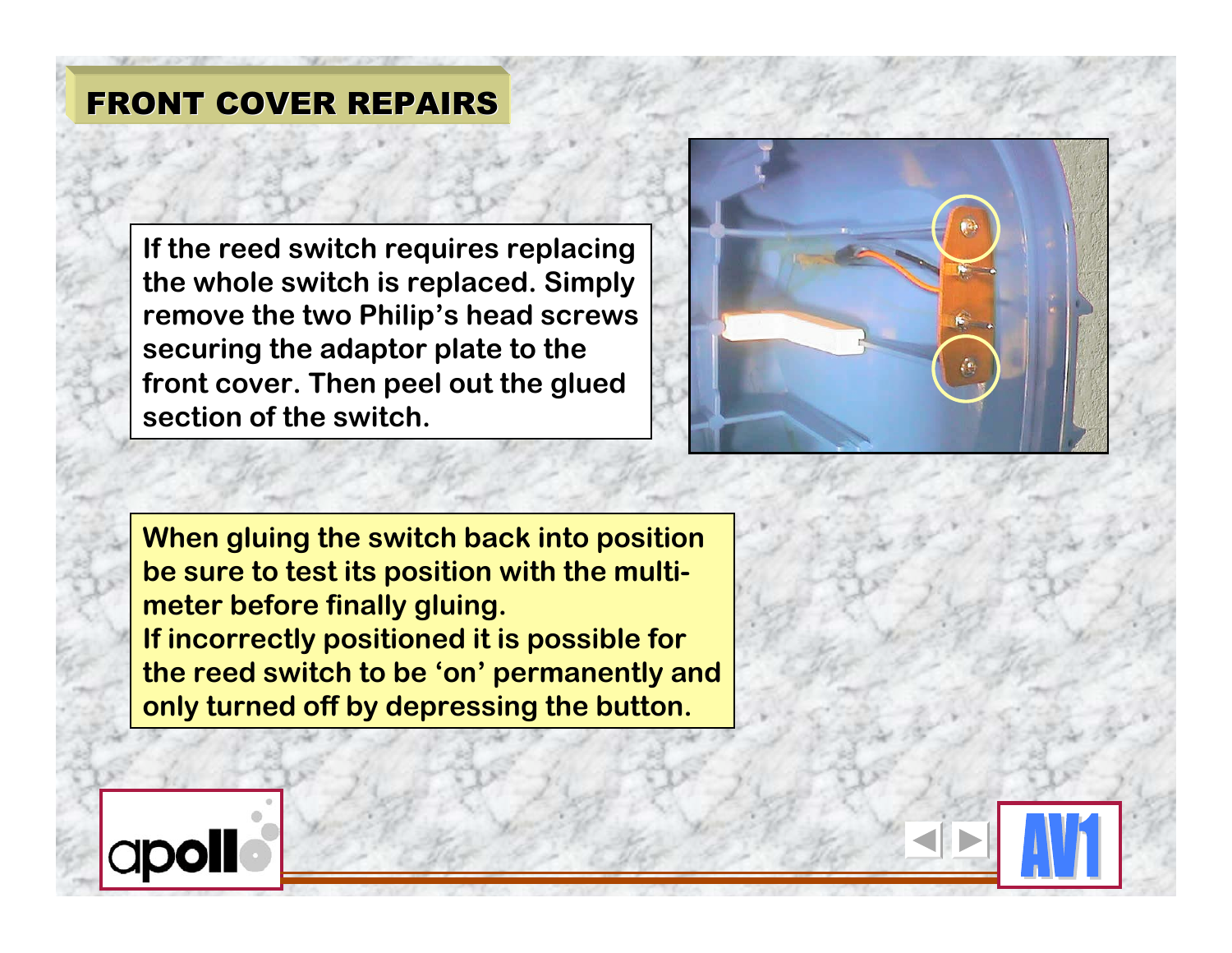# FRONT COVER REPAIRS

If the reed switch requires replacing the whole switch is replaced. Simply remove the two Philip's head screws securing the adaptor plate to the front cover. Then peel out the glued section of the switch.

When gluing the switch back into position be sure to test its position with the multi-meter before finally gluing.
If incorrectly positioned it is possible for the reed switch to be 'on' permanently and only turned off by depressing the button.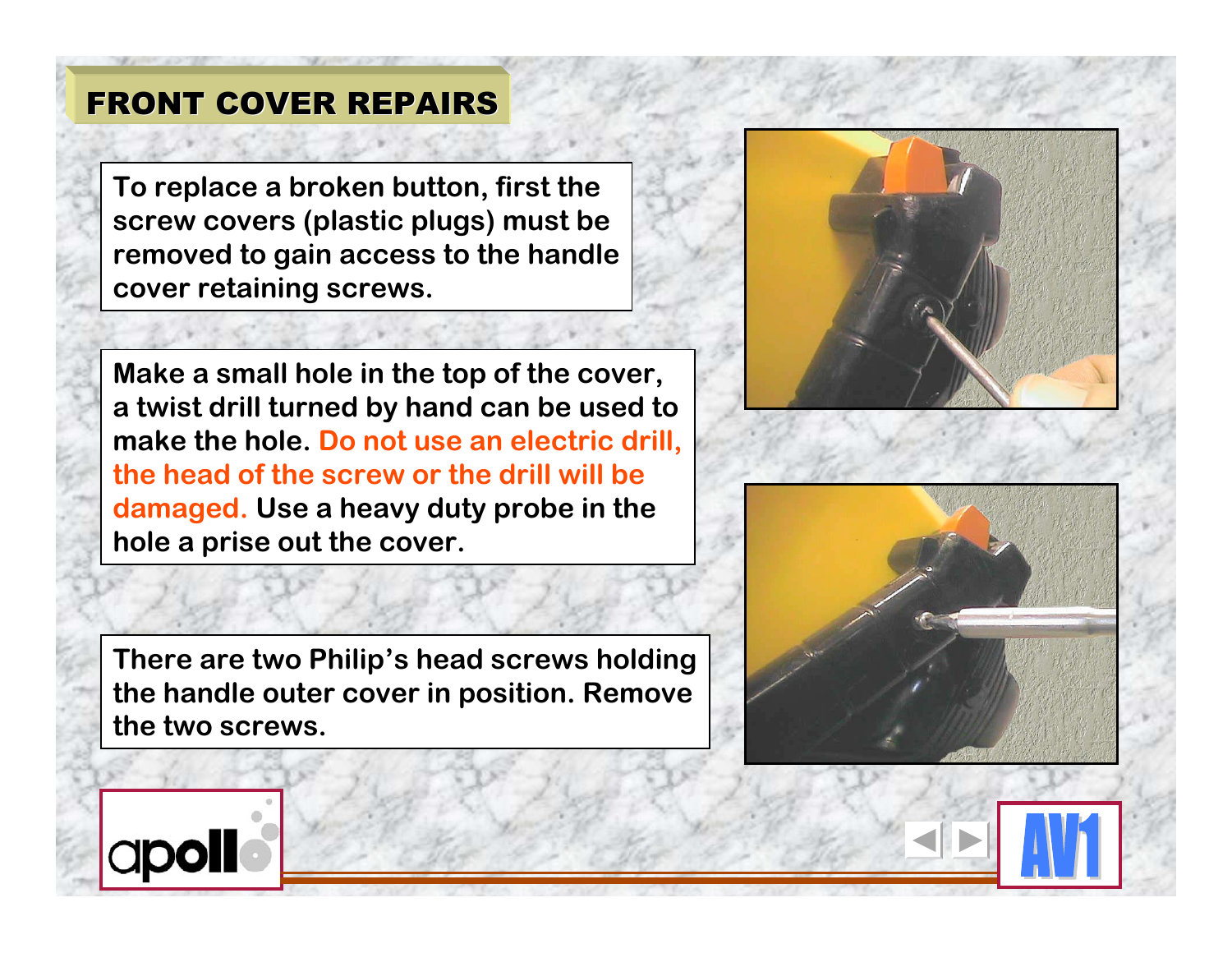## FRONT COVER REPAIRS

To replace a broken button, first the screw covers (plastic plugs) must be removed to gain access to the handle cover retaining screws.

Make a small hole in the top of the cover, a twist drill turned by hand can be used to make the hole. Do not use an electric drill, the head of the screw or the drill will be damaged. Use a heavy duty probe in the hole a prise out the cover.

There are two Philip's head screws holding the handle outer cover in position. Remove the two screws.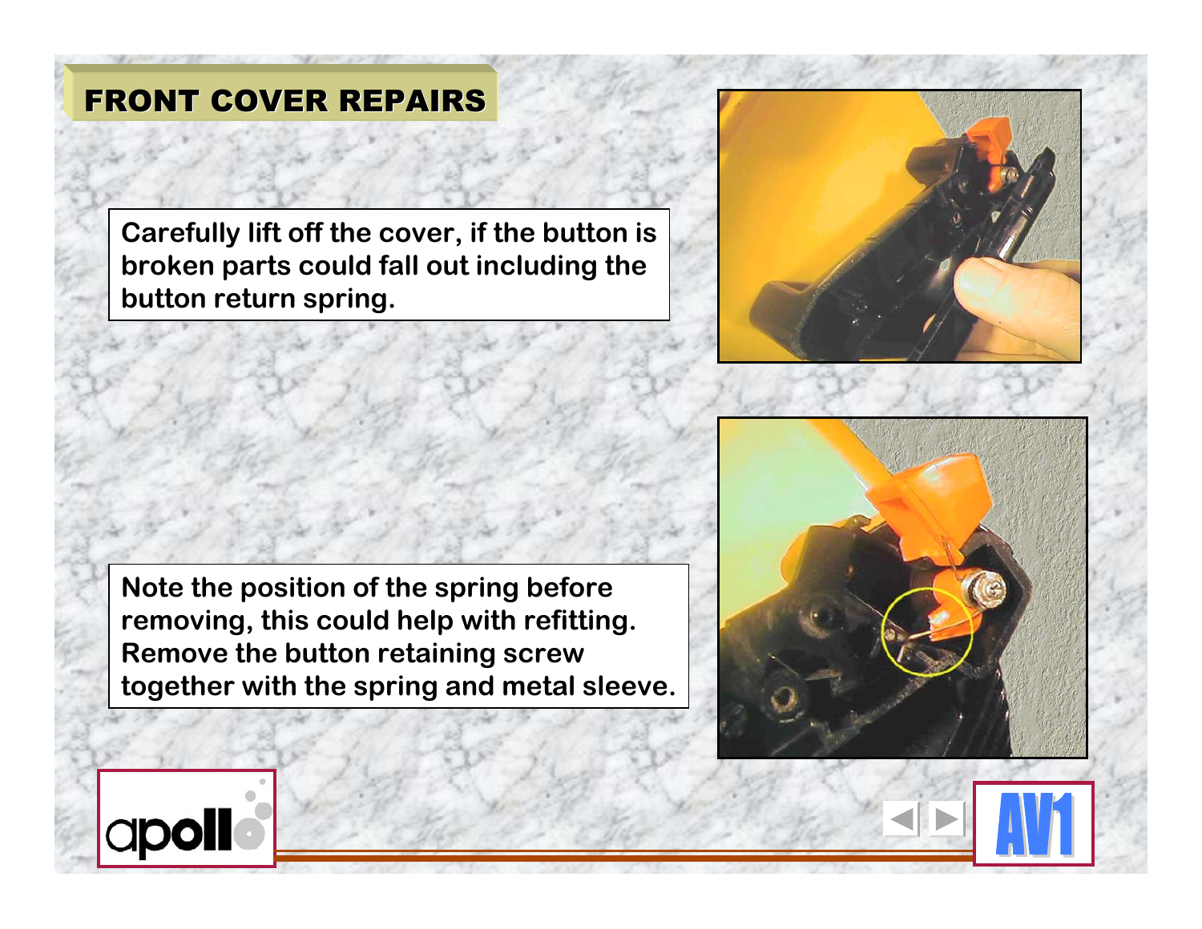# FRONT COVER REPAIRS

Carefully lift off the cover, if the button is broken parts could fall out including the button return spring.

Note the position of the spring before removing, this could help with refitting. Remove the button retaining screw together with the spring and metal sleeve.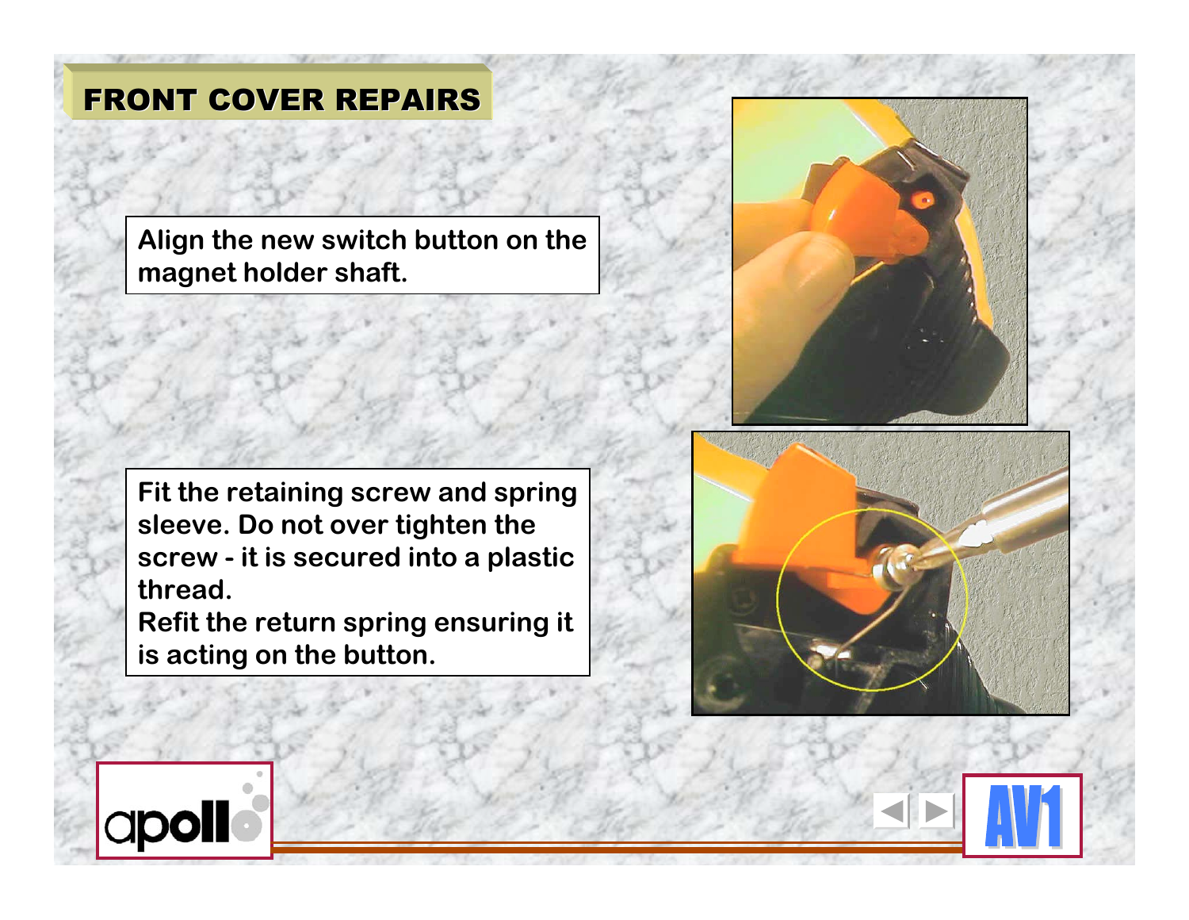## FRONT COVER REPAIRS

Align the new switch button on the magnet holder shaft.

Fit the retaining screw and spring sleeve. Do not over tighten the screw - it is secured into a plastic thread.
Refit the return spring ensuring it is acting on the button.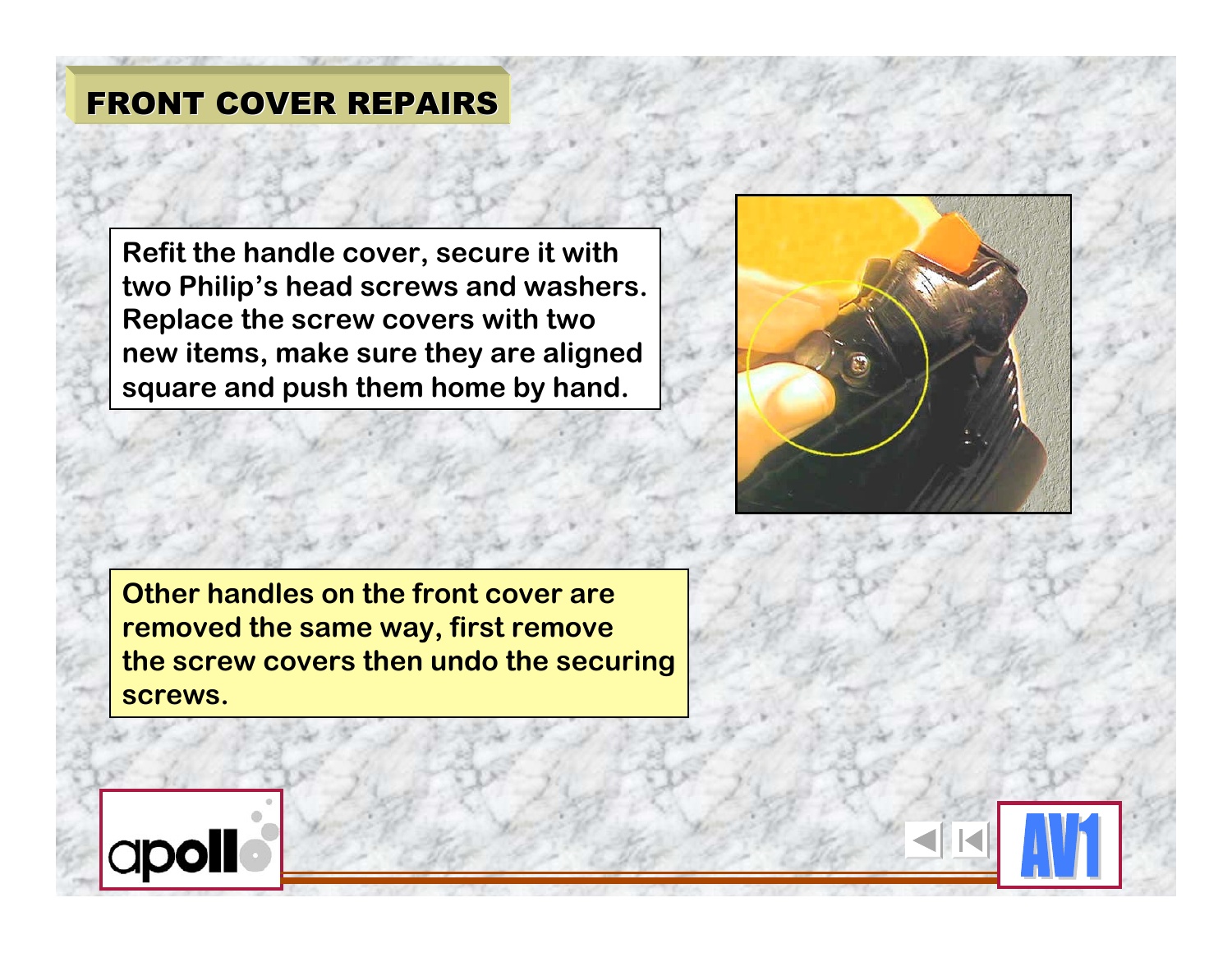# FRONT COVER REPAIRS

Refit the handle cover, secure it with two Philip’s head screws and washers. Replace the screw covers with two new items, make sure they are aligned square and push them home by hand.

Other handles on the front cover are removed the same way, first remove the screw covers then undo the securing screws.